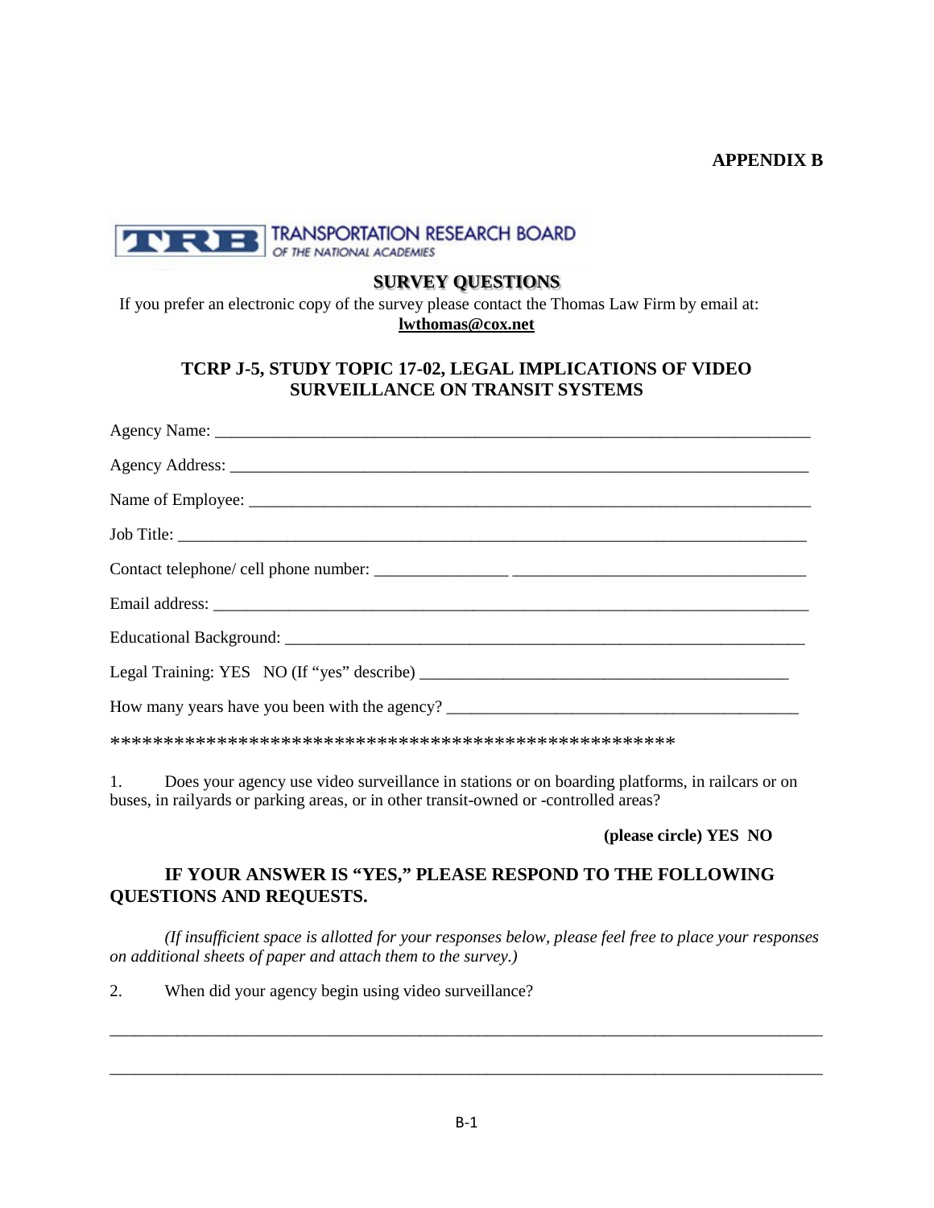**APPENDIX B**

TRANSPORTATION RESEARCH BOARD
OF THE NATIONAL ACADEMIES

## SURVEY QUESTIONS

If you prefer an electronic copy of the survey please contact the Thomas Law Firm by email at: **lwthomas@cox.net**

## TCRP J-5, STUDY TOPIC 17-02, LEGAL IMPLICATIONS OF VIDEO SURVEILLANCE ON TRANSIT SYSTEMS

Agency Name: ___________________________________________________________________________

Agency Address: _________________________________________________________________________

Name of Employee: _______________________________________________________________________

Job Title: ______________________________________________________________________________

Contact telephone/ cell phone number: ________________ ___________________________________

Email address: __________________________________________________________________________

Educational Background: __________________________________________________________________

Legal Training: YES NO (If "yes" describe) ____________________________________________

How many years have you been with the agency? __________________________________________

*****************************************************

1. Does your agency use video surveillance in stations or on boarding platforms, in railcars or on buses, in railyards or parking areas, or in other transit-owned or -controlled areas?

**(please circle) YES NO**

**IF YOUR ANSWER IS "YES," PLEASE RESPOND TO THE FOLLOWING QUESTIONS AND REQUESTS.**

*(If insufficient space is allotted for your responses below, please feel free to place your responses on additional sheets of paper and attach them to the survey.)*

2. When did your agency begin using video surveillance?

_______________________________________________________________________________________

_______________________________________________________________________________________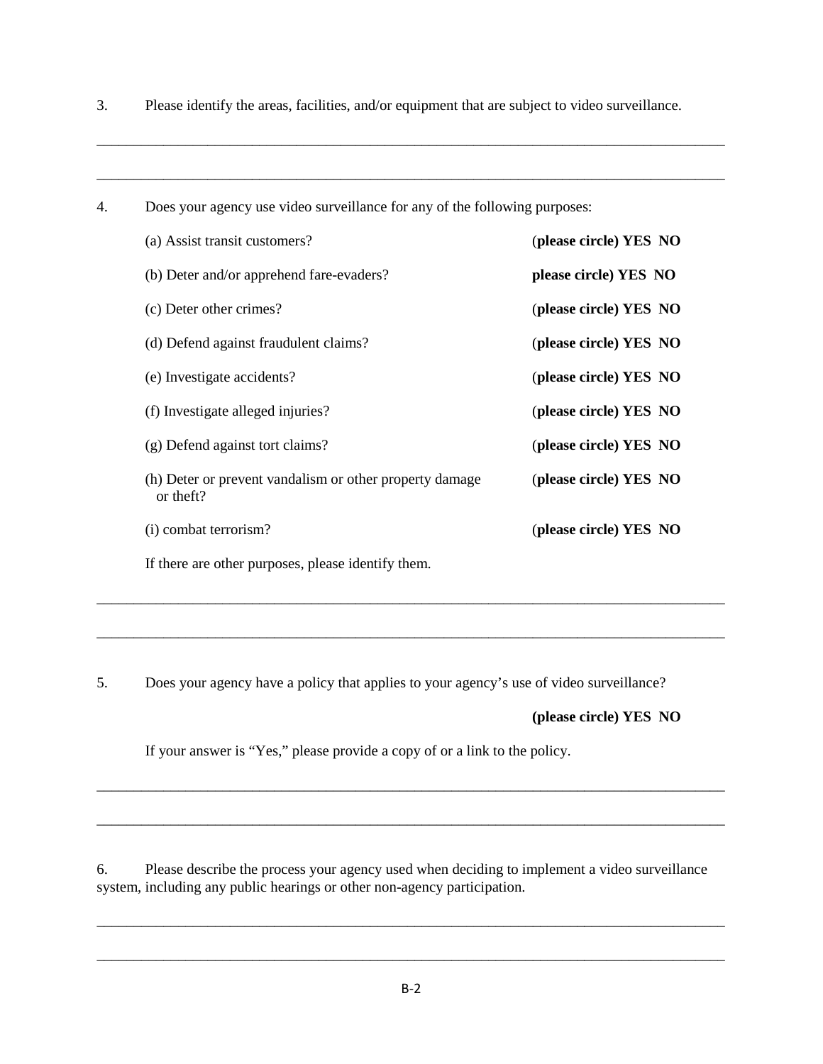3. Please identify the areas, facilities, and/or equipment that are subject to video surveillance.

_______________________________________________________________________________

_______________________________________________________________________________

4. Does your agency use video surveillance for any of the following purposes:

(a) Assist transit customers? (**please circle) YES NO**

(b) Deter and/or apprehend fare-evaders? **please circle) YES NO**

(c) Deter other crimes? (**please circle) YES NO**

(d) Defend against fraudulent claims? (**please circle) YES NO**

(e) Investigate accidents? (**please circle) YES NO**

(f) Investigate alleged injuries? (**please circle) YES NO**

(g) Defend against tort claims? (**please circle) YES NO**

(h) Deter or prevent vandalism or other property damage or theft? (**please circle) YES NO**

(i) combat terrorism? (**please circle) YES NO**

If there are other purposes, please identify them.

_______________________________________________________________________________

_______________________________________________________________________________

5. Does your agency have a policy that applies to your agency's use of video surveillance?

**(please circle) YES NO**

If your answer is "Yes," please provide a copy of or a link to the policy.

_______________________________________________________________________________

_______________________________________________________________________________

6. Please describe the process your agency used when deciding to implement a video surveillance system, including any public hearings or other non-agency participation.

_______________________________________________________________________________

_______________________________________________________________________________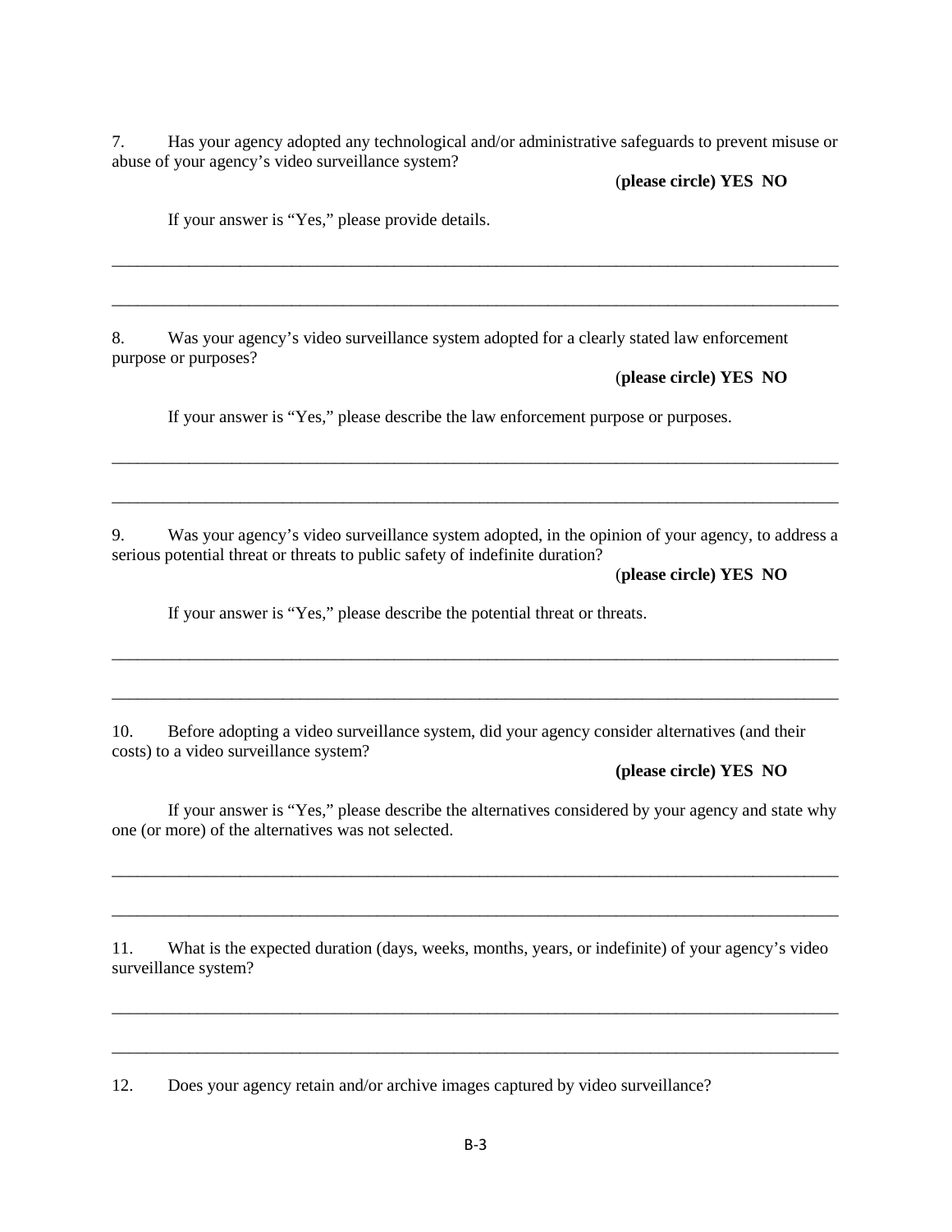7. Has your agency adopted any technological and/or administrative safeguards to prevent misuse or abuse of your agency's video surveillance system?

(**please circle) YES NO**

If your answer is "Yes," please provide details.

\_\_\_\_\_\_\_\_\_\_\_\_\_\_\_\_\_\_\_\_\_\_\_\_\_\_\_\_\_\_\_\_\_\_\_\_\_\_\_\_\_\_\_\_\_\_\_\_\_\_\_\_\_\_\_\_\_\_\_\_\_\_\_\_\_\_\_\_\_\_\_\_\_\_\_\_\_\_

\_\_\_\_\_\_\_\_\_\_\_\_\_\_\_\_\_\_\_\_\_\_\_\_\_\_\_\_\_\_\_\_\_\_\_\_\_\_\_\_\_\_\_\_\_\_\_\_\_\_\_\_\_\_\_\_\_\_\_\_\_\_\_\_\_\_\_\_\_\_\_\_\_\_\_\_\_\_

8. Was your agency's video surveillance system adopted for a clearly stated law enforcement purpose or purposes?

(**please circle) YES NO**

If your answer is "Yes," please describe the law enforcement purpose or purposes.

\_\_\_\_\_\_\_\_\_\_\_\_\_\_\_\_\_\_\_\_\_\_\_\_\_\_\_\_\_\_\_\_\_\_\_\_\_\_\_\_\_\_\_\_\_\_\_\_\_\_\_\_\_\_\_\_\_\_\_\_\_\_\_\_\_\_\_\_\_\_\_\_\_\_\_\_\_\_

\_\_\_\_\_\_\_\_\_\_\_\_\_\_\_\_\_\_\_\_\_\_\_\_\_\_\_\_\_\_\_\_\_\_\_\_\_\_\_\_\_\_\_\_\_\_\_\_\_\_\_\_\_\_\_\_\_\_\_\_\_\_\_\_\_\_\_\_\_\_\_\_\_\_\_\_\_\_

9. Was your agency's video surveillance system adopted, in the opinion of your agency, to address a serious potential threat or threats to public safety of indefinite duration?

(**please circle) YES NO**

If your answer is "Yes," please describe the potential threat or threats.

\_\_\_\_\_\_\_\_\_\_\_\_\_\_\_\_\_\_\_\_\_\_\_\_\_\_\_\_\_\_\_\_\_\_\_\_\_\_\_\_\_\_\_\_\_\_\_\_\_\_\_\_\_\_\_\_\_\_\_\_\_\_\_\_\_\_\_\_\_\_\_\_\_\_\_\_\_\_

\_\_\_\_\_\_\_\_\_\_\_\_\_\_\_\_\_\_\_\_\_\_\_\_\_\_\_\_\_\_\_\_\_\_\_\_\_\_\_\_\_\_\_\_\_\_\_\_\_\_\_\_\_\_\_\_\_\_\_\_\_\_\_\_\_\_\_\_\_\_\_\_\_\_\_\_\_\_

10. Before adopting a video surveillance system, did your agency consider alternatives (and their costs) to a video surveillance system?

**(please circle) YES NO**

If your answer is "Yes," please describe the alternatives considered by your agency and state why one (or more) of the alternatives was not selected.

\_\_\_\_\_\_\_\_\_\_\_\_\_\_\_\_\_\_\_\_\_\_\_\_\_\_\_\_\_\_\_\_\_\_\_\_\_\_\_\_\_\_\_\_\_\_\_\_\_\_\_\_\_\_\_\_\_\_\_\_\_\_\_\_\_\_\_\_\_\_\_\_\_\_\_\_\_\_

\_\_\_\_\_\_\_\_\_\_\_\_\_\_\_\_\_\_\_\_\_\_\_\_\_\_\_\_\_\_\_\_\_\_\_\_\_\_\_\_\_\_\_\_\_\_\_\_\_\_\_\_\_\_\_\_\_\_\_\_\_\_\_\_\_\_\_\_\_\_\_\_\_\_\_\_\_\_

11. What is the expected duration (days, weeks, months, years, or indefinite) of your agency's video surveillance system?

\_\_\_\_\_\_\_\_\_\_\_\_\_\_\_\_\_\_\_\_\_\_\_\_\_\_\_\_\_\_\_\_\_\_\_\_\_\_\_\_\_\_\_\_\_\_\_\_\_\_\_\_\_\_\_\_\_\_\_\_\_\_\_\_\_\_\_\_\_\_\_\_\_\_\_\_\_\_

\_\_\_\_\_\_\_\_\_\_\_\_\_\_\_\_\_\_\_\_\_\_\_\_\_\_\_\_\_\_\_\_\_\_\_\_\_\_\_\_\_\_\_\_\_\_\_\_\_\_\_\_\_\_\_\_\_\_\_\_\_\_\_\_\_\_\_\_\_\_\_\_\_\_\_\_\_\_

12. Does your agency retain and/or archive images captured by video surveillance?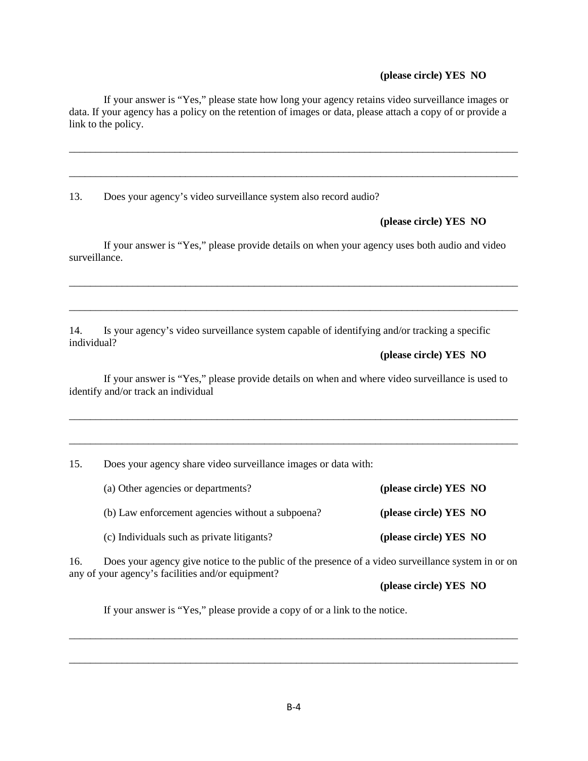**(please circle) YES NO**

If your answer is "Yes," please state how long your agency retains video surveillance images or data. If your agency has a policy on the retention of images or data, please attach a copy of or provide a link to the policy.

\_\_\_\_\_\_\_\_\_\_\_\_\_\_\_\_\_\_\_\_\_\_\_\_\_\_\_\_\_\_\_\_\_\_\_\_\_\_\_\_\_\_\_\_\_\_\_\_\_\_\_\_\_\_\_\_\_\_\_\_\_\_\_\_\_\_\_\_\_\_\_\_\_\_\_\_\_\_\_\_\_\_\_\_\_\_

\_\_\_\_\_\_\_\_\_\_\_\_\_\_\_\_\_\_\_\_\_\_\_\_\_\_\_\_\_\_\_\_\_\_\_\_\_\_\_\_\_\_\_\_\_\_\_\_\_\_\_\_\_\_\_\_\_\_\_\_\_\_\_\_\_\_\_\_\_\_\_\_\_\_\_\_\_\_\_\_\_\_\_\_\_\_

13. Does your agency's video surveillance system also record audio?

**(please circle) YES NO**

If your answer is "Yes," please provide details on when your agency uses both audio and video surveillance.

\_\_\_\_\_\_\_\_\_\_\_\_\_\_\_\_\_\_\_\_\_\_\_\_\_\_\_\_\_\_\_\_\_\_\_\_\_\_\_\_\_\_\_\_\_\_\_\_\_\_\_\_\_\_\_\_\_\_\_\_\_\_\_\_\_\_\_\_\_\_\_\_\_\_\_\_\_\_\_\_\_\_\_\_\_\_

\_\_\_\_\_\_\_\_\_\_\_\_\_\_\_\_\_\_\_\_\_\_\_\_\_\_\_\_\_\_\_\_\_\_\_\_\_\_\_\_\_\_\_\_\_\_\_\_\_\_\_\_\_\_\_\_\_\_\_\_\_\_\_\_\_\_\_\_\_\_\_\_\_\_\_\_\_\_\_\_\_\_\_\_\_\_

14. Is your agency's video surveillance system capable of identifying and/or tracking a specific individual?

**(please circle) YES NO**

If your answer is "Yes," please provide details on when and where video surveillance is used to identify and/or track an individual

\_\_\_\_\_\_\_\_\_\_\_\_\_\_\_\_\_\_\_\_\_\_\_\_\_\_\_\_\_\_\_\_\_\_\_\_\_\_\_\_\_\_\_\_\_\_\_\_\_\_\_\_\_\_\_\_\_\_\_\_\_\_\_\_\_\_\_\_\_\_\_\_\_\_\_\_\_\_\_\_\_\_\_\_\_\_

\_\_\_\_\_\_\_\_\_\_\_\_\_\_\_\_\_\_\_\_\_\_\_\_\_\_\_\_\_\_\_\_\_\_\_\_\_\_\_\_\_\_\_\_\_\_\_\_\_\_\_\_\_\_\_\_\_\_\_\_\_\_\_\_\_\_\_\_\_\_\_\_\_\_\_\_\_\_\_\_\_\_\_\_\_\_

15. Does your agency share video surveillance images or data with:

(a) Other agencies or departments? **(please circle) YES NO**

(b) Law enforcement agencies without a subpoena? **(please circle) YES NO**

(c) Individuals such as private litigants? **(please circle) YES NO**

16. Does your agency give notice to the public of the presence of a video surveillance system in or on any of your agency's facilities and/or equipment?

**(please circle) YES NO**

If your answer is "Yes," please provide a copy of or a link to the notice.

\_\_\_\_\_\_\_\_\_\_\_\_\_\_\_\_\_\_\_\_\_\_\_\_\_\_\_\_\_\_\_\_\_\_\_\_\_\_\_\_\_\_\_\_\_\_\_\_\_\_\_\_\_\_\_\_\_\_\_\_\_\_\_\_\_\_\_\_\_\_\_\_\_\_\_\_\_\_\_\_\_\_\_\_\_\_

\_\_\_\_\_\_\_\_\_\_\_\_\_\_\_\_\_\_\_\_\_\_\_\_\_\_\_\_\_\_\_\_\_\_\_\_\_\_\_\_\_\_\_\_\_\_\_\_\_\_\_\_\_\_\_\_\_\_\_\_\_\_\_\_\_\_\_\_\_\_\_\_\_\_\_\_\_\_\_\_\_\_\_\_\_\_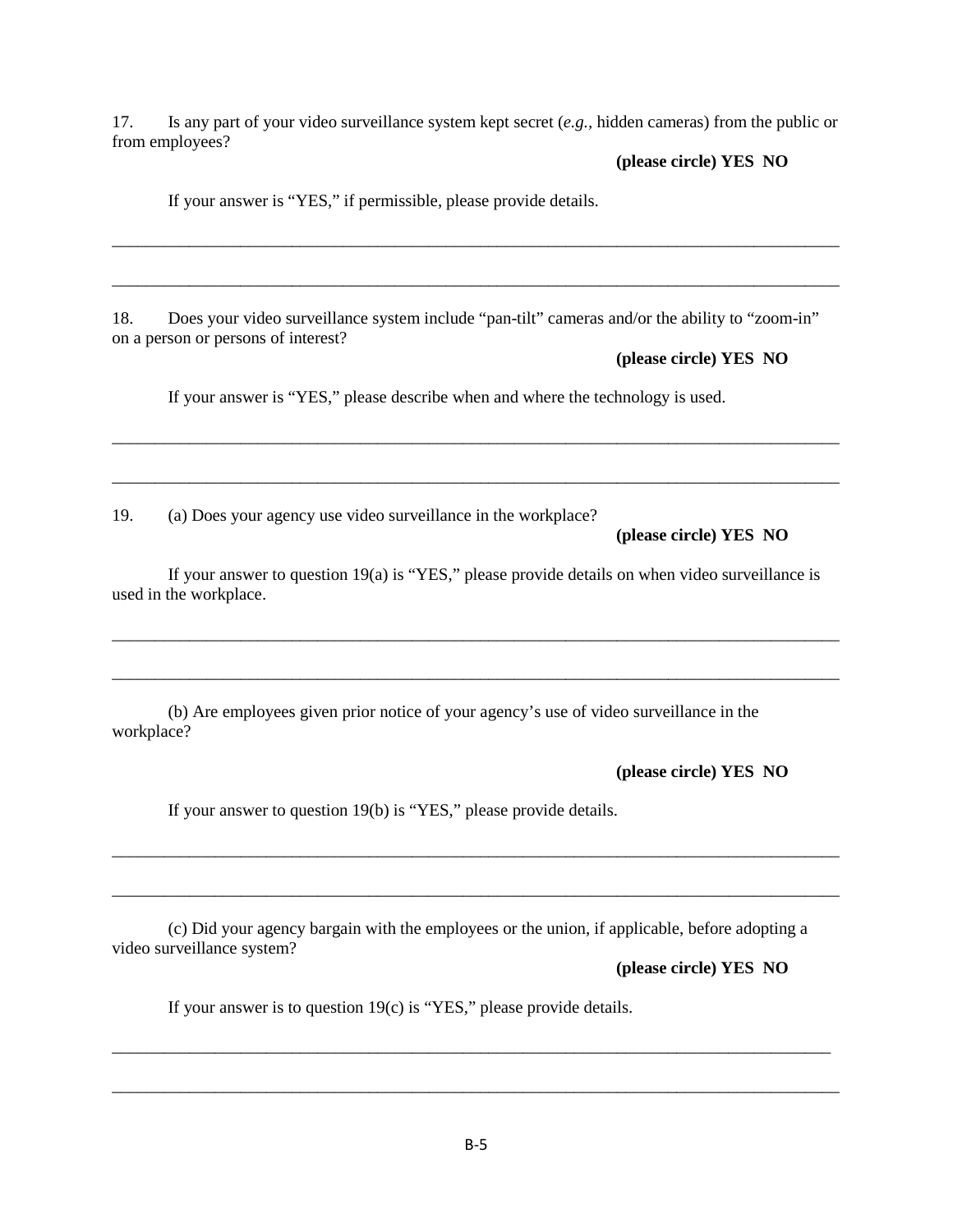17. Is any part of your video surveillance system kept secret (*e.g.*, hidden cameras) from the public or from employees?

**(please circle) YES NO**

If your answer is "YES," if permissible, please provide details.

______________________________________________________________________________

______________________________________________________________________________

18. Does your video surveillance system include "pan-tilt" cameras and/or the ability to "zoom-in" on a person or persons of interest?

**(please circle) YES NO**

If your answer is "YES," please describe when and where the technology is used.

______________________________________________________________________________

______________________________________________________________________________

19. (a) Does your agency use video surveillance in the workplace?

**(please circle) YES NO**

If your answer to question 19(a) is "YES," please provide details on when video surveillance is used in the workplace.

______________________________________________________________________________

______________________________________________________________________________

(b) Are employees given prior notice of your agency's use of video surveillance in the workplace?

**(please circle) YES NO**

If your answer to question 19(b) is "YES," please provide details.

______________________________________________________________________________

______________________________________________________________________________

(c) Did your agency bargain with the employees or the union, if applicable, before adopting a video surveillance system?

**(please circle) YES NO**

If your answer is to question 19(c) is "YES," please provide details.

______________________________________________________________________________

______________________________________________________________________________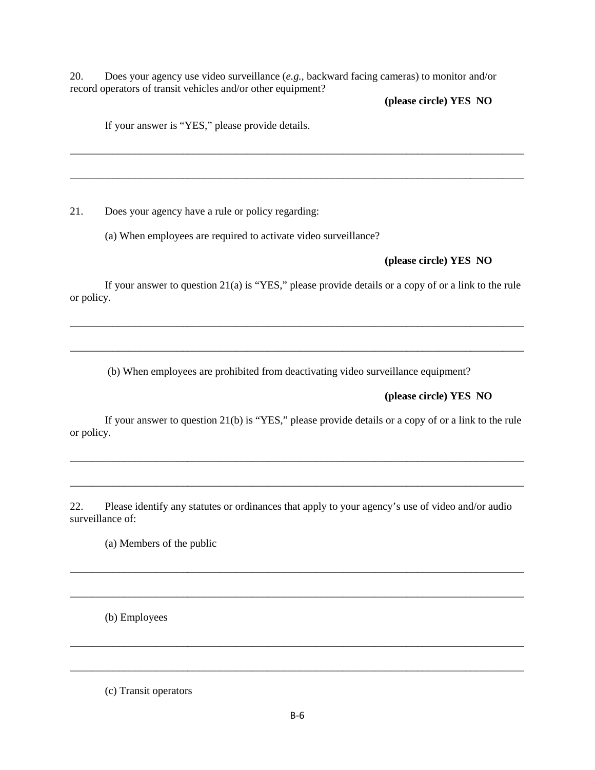20. Does your agency use video surveillance (*e.g.,* backward facing cameras) to monitor and/or record operators of transit vehicles and/or other equipment?

**(please circle) YES NO**

If your answer is "YES," please provide details.

___________________________________________________________________________

___________________________________________________________________________

21. Does your agency have a rule or policy regarding:

(a) When employees are required to activate video surveillance?

**(please circle) YES NO**

If your answer to question 21(a) is "YES," please provide details or a copy of or a link to the rule or policy.

___________________________________________________________________________

___________________________________________________________________________

(b) When employees are prohibited from deactivating video surveillance equipment?

**(please circle) YES NO**

If your answer to question 21(b) is "YES," please provide details or a copy of or a link to the rule or policy.

___________________________________________________________________________

___________________________________________________________________________

22. Please identify any statutes or ordinances that apply to your agency's use of video and/or audio surveillance of:

(a) Members of the public

___________________________________________________________________________

___________________________________________________________________________

(b) Employees

___________________________________________________________________________

___________________________________________________________________________

(c) Transit operators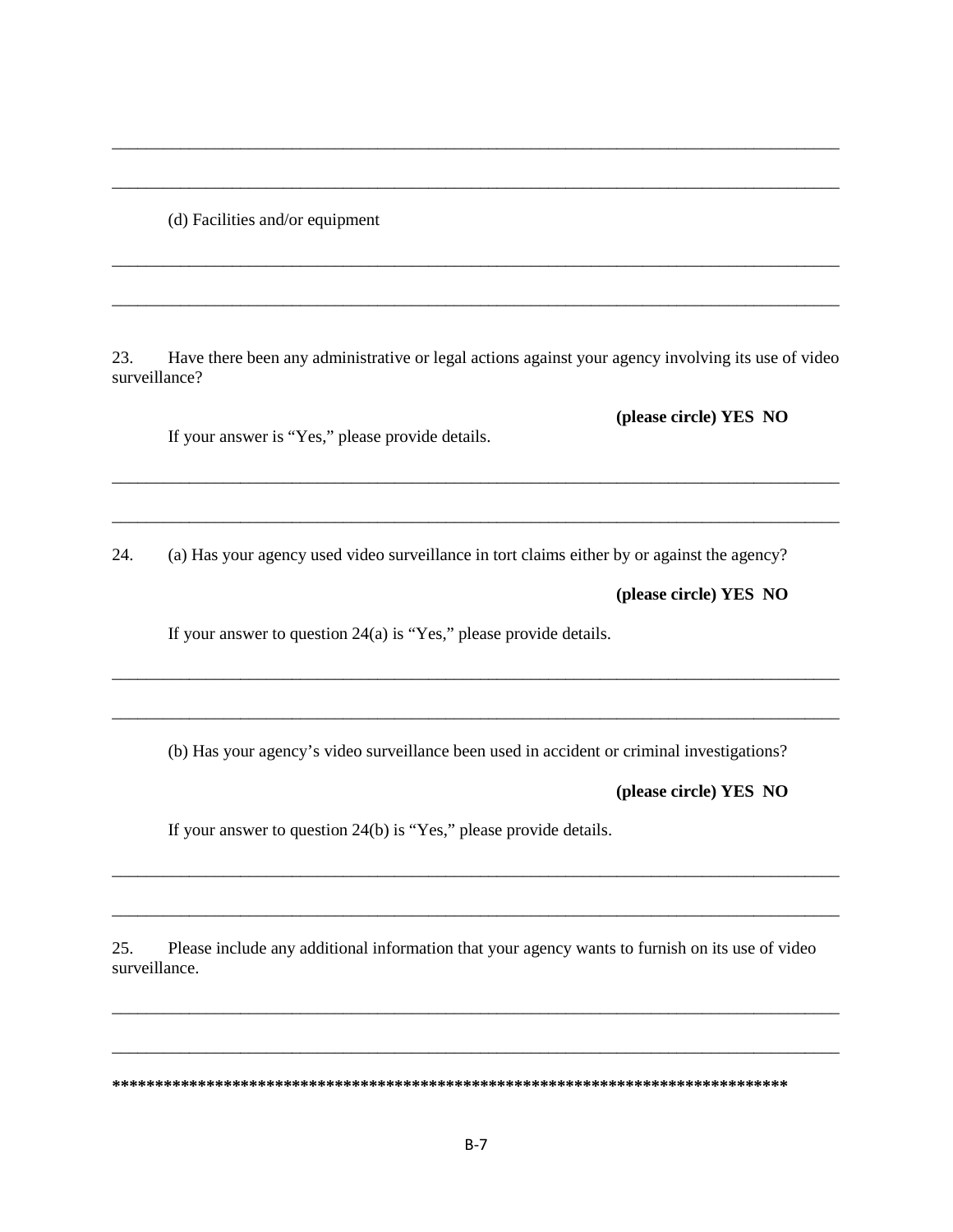______________________________________________________________________________

______________________________________________________________________________

(d) Facilities and/or equipment

______________________________________________________________________________

______________________________________________________________________________

23. Have there been any administrative or legal actions against your agency involving its use of video surveillance?

**(please circle) YES NO**

If your answer is "Yes," please provide details.

______________________________________________________________________________

______________________________________________________________________________

24. (a) Has your agency used video surveillance in tort claims either by or against the agency?

**(please circle) YES NO**

If your answer to question 24(a) is "Yes," please provide details.

______________________________________________________________________________

______________________________________________________________________________

(b) Has your agency's video surveillance been used in accident or criminal investigations?

**(please circle) YES NO**

If your answer to question 24(b) is "Yes," please provide details.

______________________________________________________________________________

______________________________________________________________________________

25. Please include any additional information that your agency wants to furnish on its use of video surveillance.

______________________________________________________________________________

______________________________________________________________________________

**\*\*\*\*\*\*\*\*\*\*\*\*\*\*\*\*\*\*\*\*\*\*\*\*\*\*\*\*\*\*\*\*\*\*\*\*\*\*\*\*\*\*\*\*\*\*\*\*\*\*\*\*\*\*\*\*\*\*\*\*\*\*\*\*\*\*\*\*\*\*\*\*\*\*\*\*\*\*\*\*\***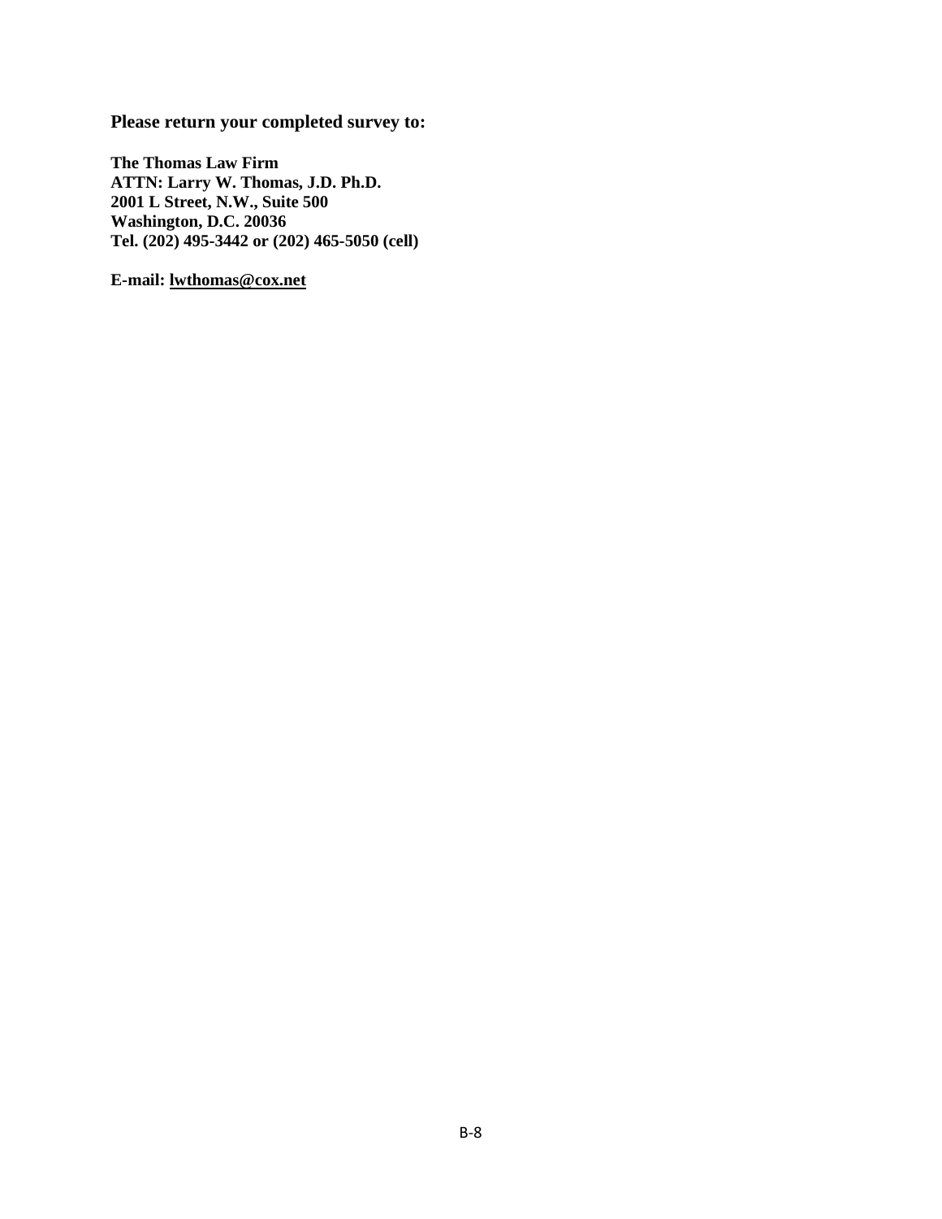**Please return your completed survey to:**

**The Thomas Law Firm**
**ATTN: Larry W. Thomas, J.D. Ph.D.**
**2001 L Street, N.W., Suite 500**
**Washington, D.C. 20036**
**Tel. (202) 495-3442 or (202) 465-5050 (cell)**

**E-mail: lwthomas@cox.net**